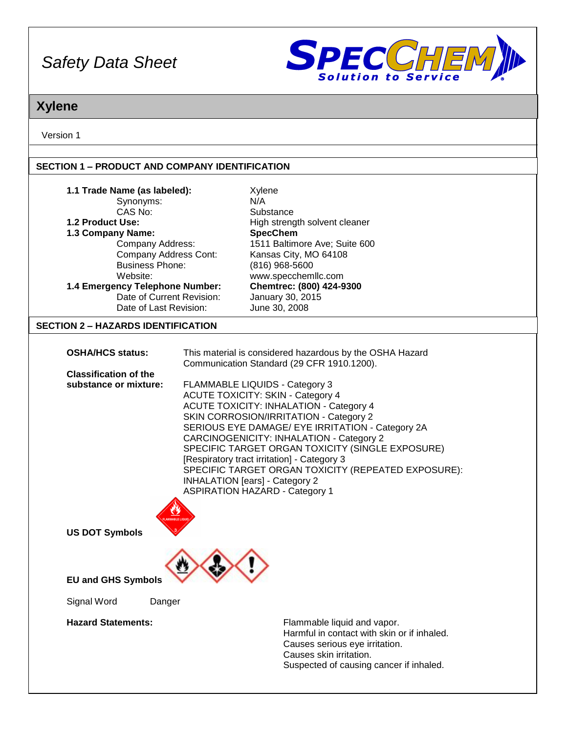# Safety Data Sheet

## Xylene

Version 1

## SECTION 1 – PRODUCT AND COMPANY IDENTIFICATION

| | |
|---|---|
| **1.1 Trade Name (as labeled):** | Xylene |
| Synonyms: | N/A |
| CAS No: | Substance |
| **1.2 Product Use:** | High strength solvent cleaner |
| **1.3 Company Name:** | **SpecChem** |
| Company Address: | 1511 Baltimore Ave; Suite 600 |
| Company Address Cont: | Kansas City, MO 64108 |
| Business Phone: | (816) 968-5600 |
| Website: | www.specchemllc.com |
| **1.4 Emergency Telephone Number:** | **Chemtrec: (800) 424-9300** |
| Date of Current Revision: | January 30, 2015 |
| Date of Last Revision: | June 30, 2008 |

## SECTION 2 – HAZARDS IDENTIFICATION

**OSHA/HCS status:** This material is considered hazardous by the OSHA Hazard Communication Standard (29 CFR 1910.1200).

**Classification of the substance or mixture:**

FLAMMABLE LIQUIDS - Category 3
ACUTE TOXICITY: SKIN - Category 4
ACUTE TOXICITY: INHALATION - Category 4
SKIN CORROSION/IRRITATION - Category 2
SERIOUS EYE DAMAGE/ EYE IRRITATION - Category 2A
CARCINOGENICITY: INHALATION - Category 2
SPECIFIC TARGET ORGAN TOXICITY (SINGLE EXPOSURE) [Respiratory tract irritation] - Category 3
SPECIFIC TARGET ORGAN TOXICITY (REPEATED EXPOSURE): INHALATION [ears] - Category 2
ASPIRATION HAZARD - Category 1

**US DOT Symbols**

**EU and GHS Symbols**

Signal Word Danger

**Hazard Statements:**

Flammable liquid and vapor.
Harmful in contact with skin or if inhaled.
Causes serious eye irritation.
Causes skin irritation.
Suspected of causing cancer if inhaled.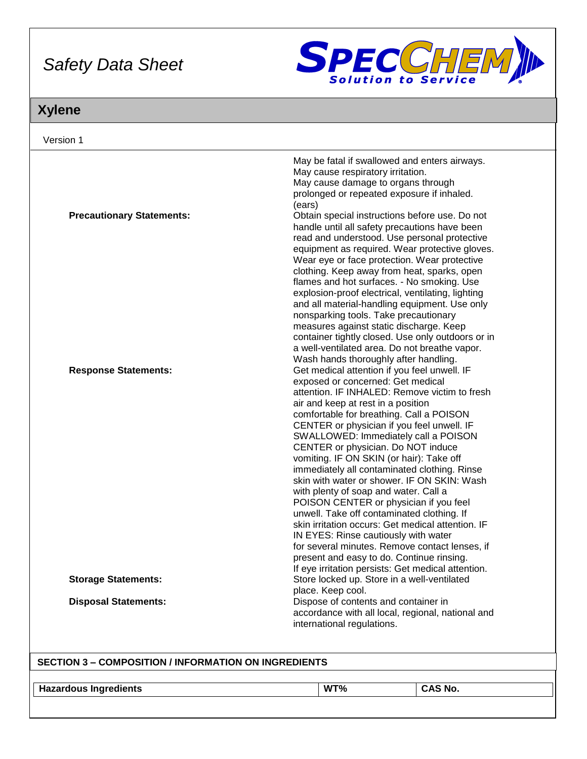# Safety Data Sheet

## Xylene

Version 1

May be fatal if swallowed and enters airways.
May cause respiratory irritation.
May cause damage to organs through prolonged or repeated exposure if inhaled. (ears)

**Precautionary Statements:** Obtain special instructions before use. Do not handle until all safety precautions have been read and understood. Use personal protective equipment as required. Wear protective gloves. Wear eye or face protection. Wear protective clothing. Keep away from heat, sparks, open flames and hot surfaces. - No smoking. Use explosion-proof electrical, ventilating, lighting and all material-handling equipment. Use only nonsparking tools. Take precautionary measures against static discharge. Keep container tightly closed. Use only outdoors or in a well-ventilated area. Do not breathe vapor. Wash hands thoroughly after handling.

**Response Statements:** Get medical attention if you feel unwell. IF exposed or concerned: Get medical attention. IF INHALED: Remove victim to fresh air and keep at rest in a position comfortable for breathing. Call a POISON CENTER or physician if you feel unwell. IF SWALLOWED: Immediately call a POISON CENTER or physician. Do NOT induce vomiting. IF ON SKIN (or hair): Take off immediately all contaminated clothing. Rinse skin with water or shower. IF ON SKIN: Wash with plenty of soap and water. Call a POISON CENTER or physician if you feel unwell. Take off contaminated clothing. If skin irritation occurs: Get medical attention. IF IN EYES: Rinse cautiously with water for several minutes. Remove contact lenses, if present and easy to do. Continue rinsing. If eye irritation persists: Get medical attention.

**Storage Statements:** Store locked up. Store in a well-ventilated place. Keep cool.

**Disposal Statements:** Dispose of contents and container in accordance with all local, regional, national and international regulations.

## SECTION 3 – COMPOSITION / INFORMATION ON INGREDIENTS

| Hazardous Ingredients | WT% | CAS No. |
|---|---|---|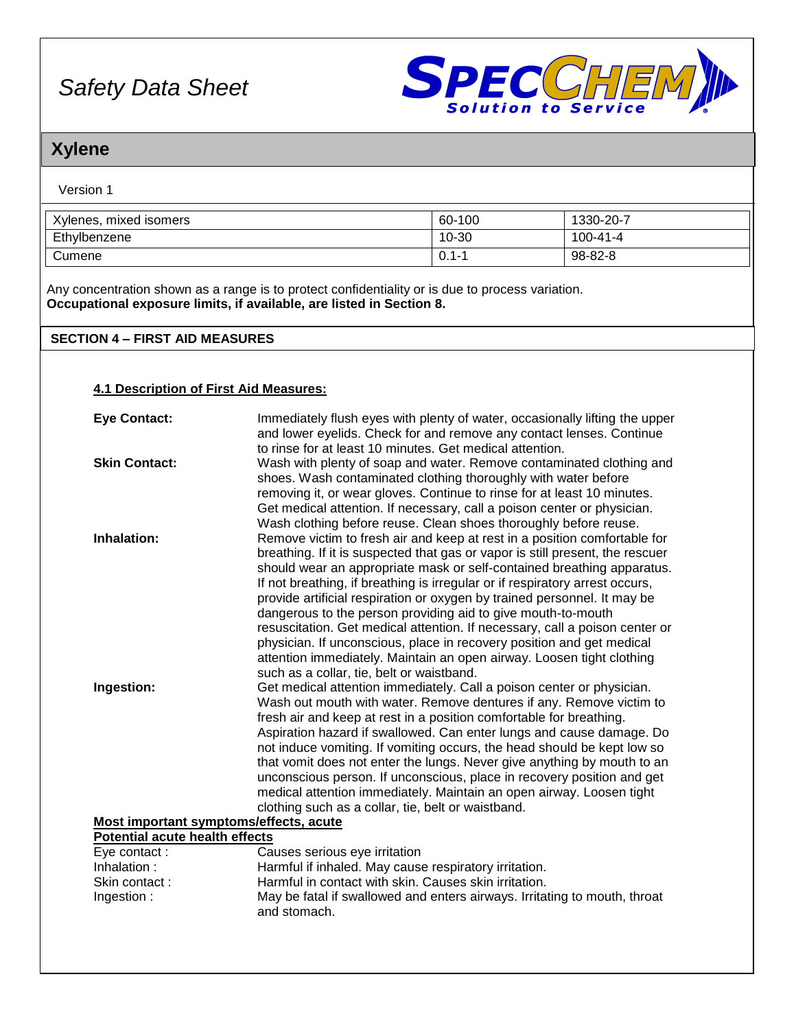# Xylene

Version 1

| Xylenes, mixed isomers | 60-100 | 1330-20-7 |
| --- | --- | --- |
| Ethylbenzene | 10-30 | 100-41-4 |
| Cumene | 0.1-1 | 98-82-8 |

Any concentration shown as a range is to protect confidentiality or is due to process variation.
**Occupational exposure limits, if available, are listed in Section 8.**

## SECTION 4 – FIRST AID MEASURES

### 4.1 Description of First Aid Measures:

**Eye Contact:** Immediately flush eyes with plenty of water, occasionally lifting the upper and lower eyelids. Check for and remove any contact lenses. Continue to rinse for at least 10 minutes. Get medical attention.

**Skin Contact:** Wash with plenty of soap and water. Remove contaminated clothing and shoes. Wash contaminated clothing thoroughly with water before removing it, or wear gloves. Continue to rinse for at least 10 minutes. Get medical attention. If necessary, call a poison center or physician. Wash clothing before reuse. Clean shoes thoroughly before reuse.

**Inhalation:** Remove victim to fresh air and keep at rest in a position comfortable for breathing. If it is suspected that gas or vapor is still present, the rescuer should wear an appropriate mask or self-contained breathing apparatus. If not breathing, if breathing is irregular or if respiratory arrest occurs, provide artificial respiration or oxygen by trained personnel. It may be dangerous to the person providing aid to give mouth-to-mouth resuscitation. Get medical attention. If necessary, call a poison center or physician. If unconscious, place in recovery position and get medical attention immediately. Maintain an open airway. Loosen tight clothing such as a collar, tie, belt or waistband.

**Ingestion:** Get medical attention immediately. Call a poison center or physician. Wash out mouth with water. Remove dentures if any. Remove victim to fresh air and keep at rest in a position comfortable for breathing. Aspiration hazard if swallowed. Can enter lungs and cause damage. Do not induce vomiting. If vomiting occurs, the head should be kept low so that vomit does not enter the lungs. Never give anything by mouth to an unconscious person. If unconscious, place in recovery position and get medical attention immediately. Maintain an open airway. Loosen tight clothing such as a collar, tie, belt or waistband.

**Most important symptoms/effects, acute**

**Potential acute health effects**

Eye contact : Causes serious eye irritation

Inhalation : Harmful if inhaled. May cause respiratory irritation.

Skin contact : Harmful in contact with skin. Causes skin irritation.

Ingestion : May be fatal if swallowed and enters airways. Irritating to mouth, throat and stomach.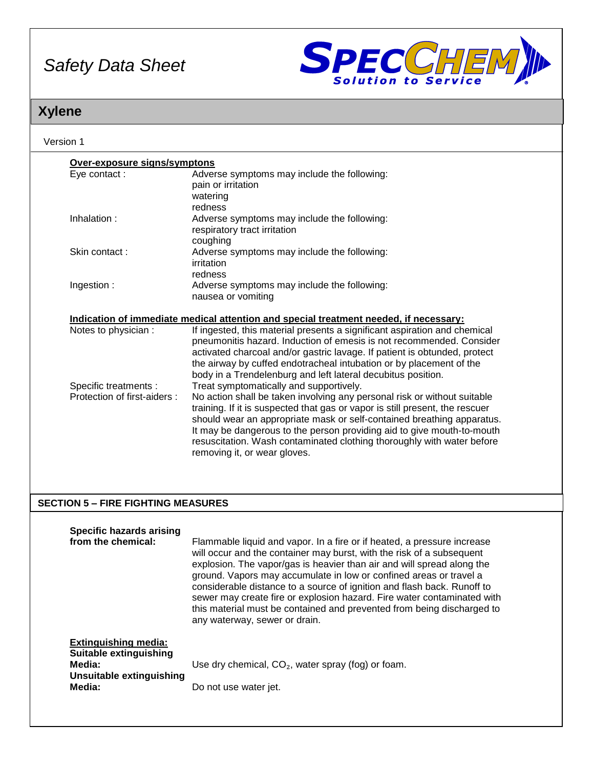**Over-exposure signs/symptons**

| | |
|---|---|
| Eye contact : | Adverse symptoms may include the following: pain or irritation watering redness |
| Inhalation : | Adverse symptoms may include the following: respiratory tract irritation coughing |
| Skin contact : | Adverse symptoms may include the following: irritation redness |
| Ingestion : | Adverse symptoms may include the following: nausea or vomiting |

**Indication of immediate medical attention and special treatment needed, if necessary:**

| | |
|---|---|
| Notes to physician : | If ingested, this material presents a significant aspiration and chemical pneumonitis hazard. Induction of emesis is not recommended. Consider activated charcoal and/or gastric lavage. If patient is obtunded, protect the airway by cuffed endotracheal intubation or by placement of the body in a Trendelenburg and left lateral decubitus position. |
| Specific treatments : | Treat symptomatically and supportively. |
| Protection of first-aiders : | No action shall be taken involving any personal risk or without suitable training. If it is suspected that gas or vapor is still present, the rescuer should wear an appropriate mask or self-contained breathing apparatus. It may be dangerous to the person providing aid to give mouth-to-mouth resuscitation. Wash contaminated clothing thoroughly with water before removing it, or wear gloves. |

## SECTION 5 – FIRE FIGHTING MEASURES

**Specific hazards arising from the chemical:** Flammable liquid and vapor. In a fire or if heated, a pressure increase will occur and the container may burst, with the risk of a subsequent explosion. The vapor/gas is heavier than air and will spread along the ground. Vapors may accumulate in low or confined areas or travel a considerable distance to a source of ignition and flash back. Runoff to sewer may create fire or explosion hazard. Fire water contaminated with this material must be contained and prevented from being discharged to any waterway, sewer or drain.

**Extinguishing media:**

**Suitable extinguishing Media:** Use dry chemical, $CO_2$, water spray (fog) or foam.

**Unsuitable extinguishing Media:** Do not use water jet.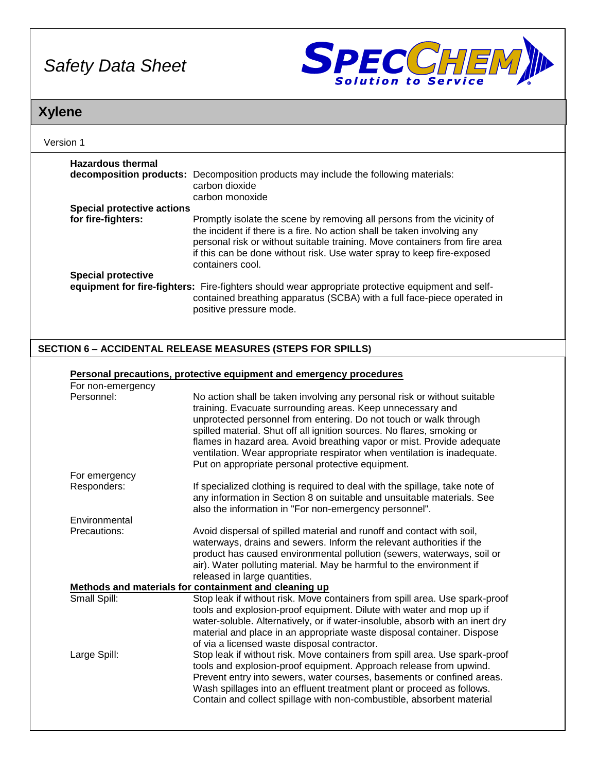**Hazardous thermal decomposition products:** Decomposition products may include the following materials:
carbon dioxide
carbon monoxide

**Special protective actions for fire-fighters:** Promptly isolate the scene by removing all persons from the vicinity of the incident if there is a fire. No action shall be taken involving any personal risk or without suitable training. Move containers from fire area if this can be done without risk. Use water spray to keep fire-exposed containers cool.

**Special protective equipment for fire-fighters:** Fire-fighters should wear appropriate protective equipment and self-contained breathing apparatus (SCBA) with a full face-piece operated in positive pressure mode.

## SECTION 6 – ACCIDENTAL RELEASE MEASURES (STEPS FOR SPILLS)

**Personal precautions, protective equipment and emergency procedures**

For non-emergency Personnel: No action shall be taken involving any personal risk or without suitable training. Evacuate surrounding areas. Keep unnecessary and unprotected personnel from entering. Do not touch or walk through spilled material. Shut off all ignition sources. No flares, smoking or flames in hazard area. Avoid breathing vapor or mist. Provide adequate ventilation. Wear appropriate respirator when ventilation is inadequate. Put on appropriate personal protective equipment.

For emergency Responders: If specialized clothing is required to deal with the spillage, take note of any information in Section 8 on suitable and unsuitable materials. See also the information in "For non-emergency personnel".

Environmental Precautions: Avoid dispersal of spilled material and runoff and contact with soil, waterways, drains and sewers. Inform the relevant authorities if the product has caused environmental pollution (sewers, waterways, soil or air). Water polluting material. May be harmful to the environment if released in large quantities.

**Methods and materials for containment and cleaning up**

Small Spill: Stop leak if without risk. Move containers from spill area. Use spark-proof tools and explosion-proof equipment. Dilute with water and mop up if water-soluble. Alternatively, or if water-insoluble, absorb with an inert dry material and place in an appropriate waste disposal container. Dispose of via a licensed waste disposal contractor.

Large Spill: Stop leak if without risk. Move containers from spill area. Use spark-proof tools and explosion-proof equipment. Approach release from upwind. Prevent entry into sewers, water courses, basements or confined areas. Wash spillages into an effluent treatment plant or proceed as follows. Contain and collect spillage with non-combustible, absorbent material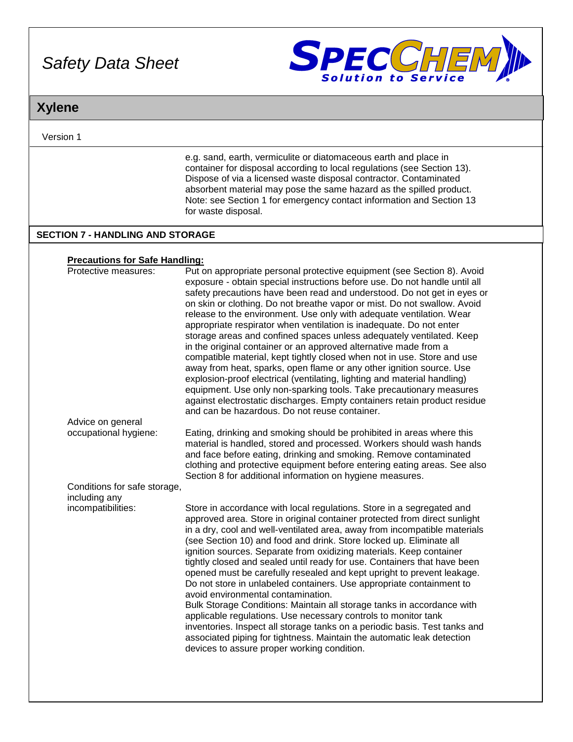e.g. sand, earth, vermiculite or diatomaceous earth and place in container for disposal according to local regulations (see Section 13). Dispose of via a licensed waste disposal contractor. Contaminated absorbent material may pose the same hazard as the spilled product. Note: see Section 1 for emergency contact information and Section 13 for waste disposal.

## SECTION 7 - HANDLING AND STORAGE

**Precautions for Safe Handling:**

Protective measures: Put on appropriate personal protective equipment (see Section 8). Avoid exposure - obtain special instructions before use. Do not handle until all safety precautions have been read and understood. Do not get in eyes or on skin or clothing. Do not breathe vapor or mist. Do not swallow. Avoid release to the environment. Use only with adequate ventilation. Wear appropriate respirator when ventilation is inadequate. Do not enter storage areas and confined spaces unless adequately ventilated. Keep in the original container or an approved alternative made from a compatible material, kept tightly closed when not in use. Store and use away from heat, sparks, open flame or any other ignition source. Use explosion-proof electrical (ventilating, lighting and material handling) equipment. Use only non-sparking tools. Take precautionary measures against electrostatic discharges. Empty containers retain product residue and can be hazardous. Do not reuse container.

Advice on general occupational hygiene: Eating, drinking and smoking should be prohibited in areas where this material is handled, stored and processed. Workers should wash hands and face before eating, drinking and smoking. Remove contaminated clothing and protective equipment before entering eating areas. See also Section 8 for additional information on hygiene measures.

Conditions for safe storage, including any incompatibilities: Store in accordance with local regulations. Store in a segregated and approved area. Store in original container protected from direct sunlight in a dry, cool and well-ventilated area, away from incompatible materials (see Section 10) and food and drink. Store locked up. Eliminate all ignition sources. Separate from oxidizing materials. Keep container tightly closed and sealed until ready for use. Containers that have been opened must be carefully resealed and kept upright to prevent leakage. Do not store in unlabeled containers. Use appropriate containment to avoid environmental contamination.
Bulk Storage Conditions: Maintain all storage tanks in accordance with applicable regulations. Use necessary controls to monitor tank inventories. Inspect all storage tanks on a periodic basis. Test tanks and associated piping for tightness. Maintain the automatic leak detection devices to assure proper working condition.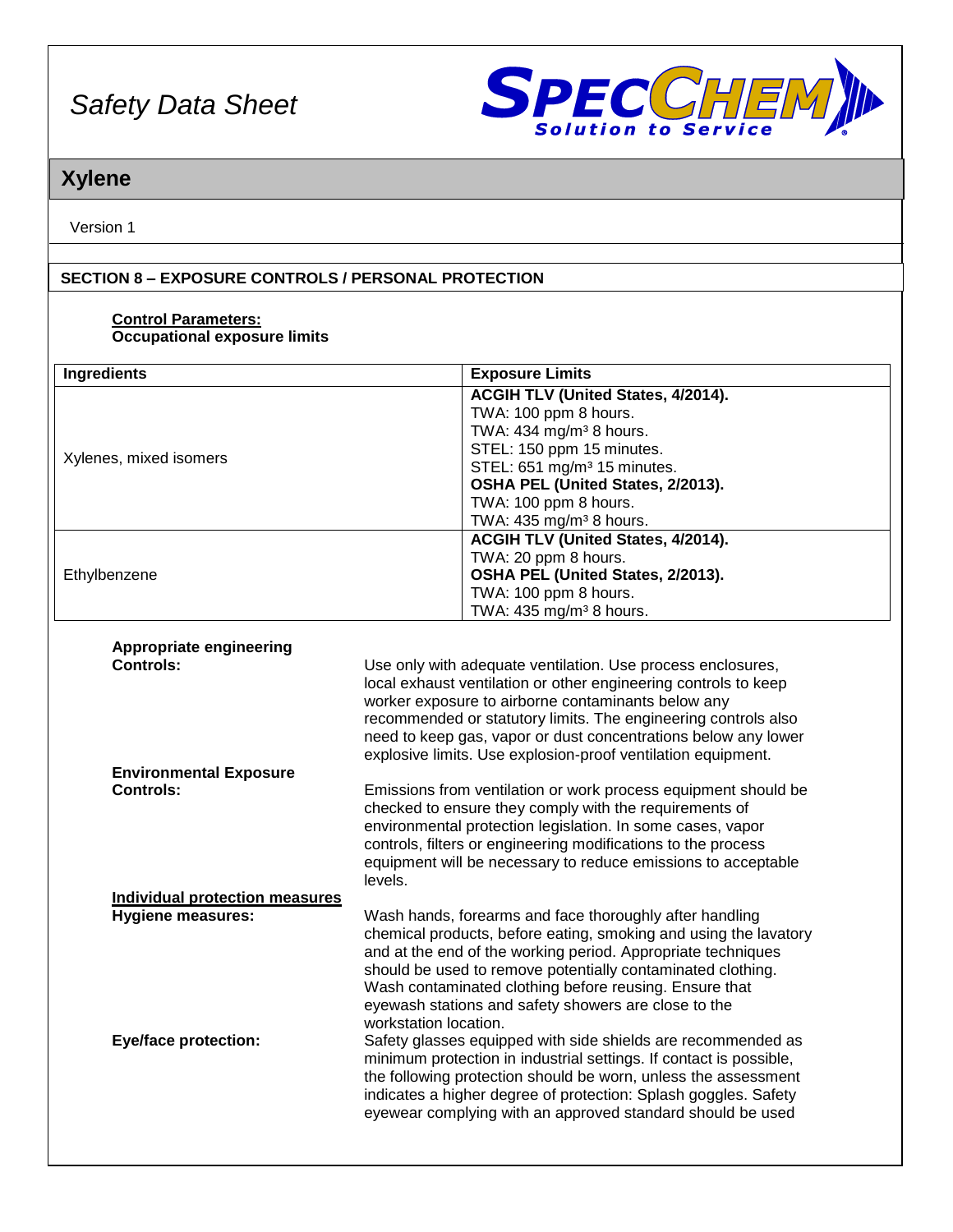## SECTION 8 – EXPOSURE CONTROLS / PERSONAL PROTECTION

**Control Parameters:**
**Occupational exposure limits**

| Ingredients | Exposure Limits |
|---|---|
| Xylenes, mixed isomers | **ACGIH TLV (United States, 4/2014).**<br>TWA: 100 ppm 8 hours.<br>TWA: 434 mg/m³ 8 hours.<br>STEL: 150 ppm 15 minutes.<br>STEL: 651 mg/m³ 15 minutes.<br>**OSHA PEL (United States, 2/2013).**<br>TWA: 100 ppm 8 hours.<br>TWA: 435 mg/m³ 8 hours. |
| Ethylbenzene | **ACGIH TLV (United States, 4/2014).**<br>TWA: 20 ppm 8 hours.<br>**OSHA PEL (United States, 2/2013).**<br>TWA: 100 ppm 8 hours.<br>TWA: 435 mg/m³ 8 hours. |

**Appropriate engineering Controls:** Use only with adequate ventilation. Use process enclosures, local exhaust ventilation or other engineering controls to keep worker exposure to airborne contaminants below any recommended or statutory limits. The engineering controls also need to keep gas, vapor or dust concentrations below any lower explosive limits. Use explosion-proof ventilation equipment.

**Environmental Exposure Controls:** Emissions from ventilation or work process equipment should be checked to ensure they comply with the requirements of environmental protection legislation. In some cases, vapor controls, filters or engineering modifications to the process equipment will be necessary to reduce emissions to acceptable levels.

**Individual protection measures**

**Hygiene measures:** Wash hands, forearms and face thoroughly after handling chemical products, before eating, smoking and using the lavatory and at the end of the working period. Appropriate techniques should be used to remove potentially contaminated clothing. Wash contaminated clothing before reusing. Ensure that eyewash stations and safety showers are close to the workstation location.

**Eye/face protection:** Safety glasses equipped with side shields are recommended as minimum protection in industrial settings. If contact is possible, the following protection should be worn, unless the assessment indicates a higher degree of protection: Splash goggles. Safety eyewear complying with an approved standard should be used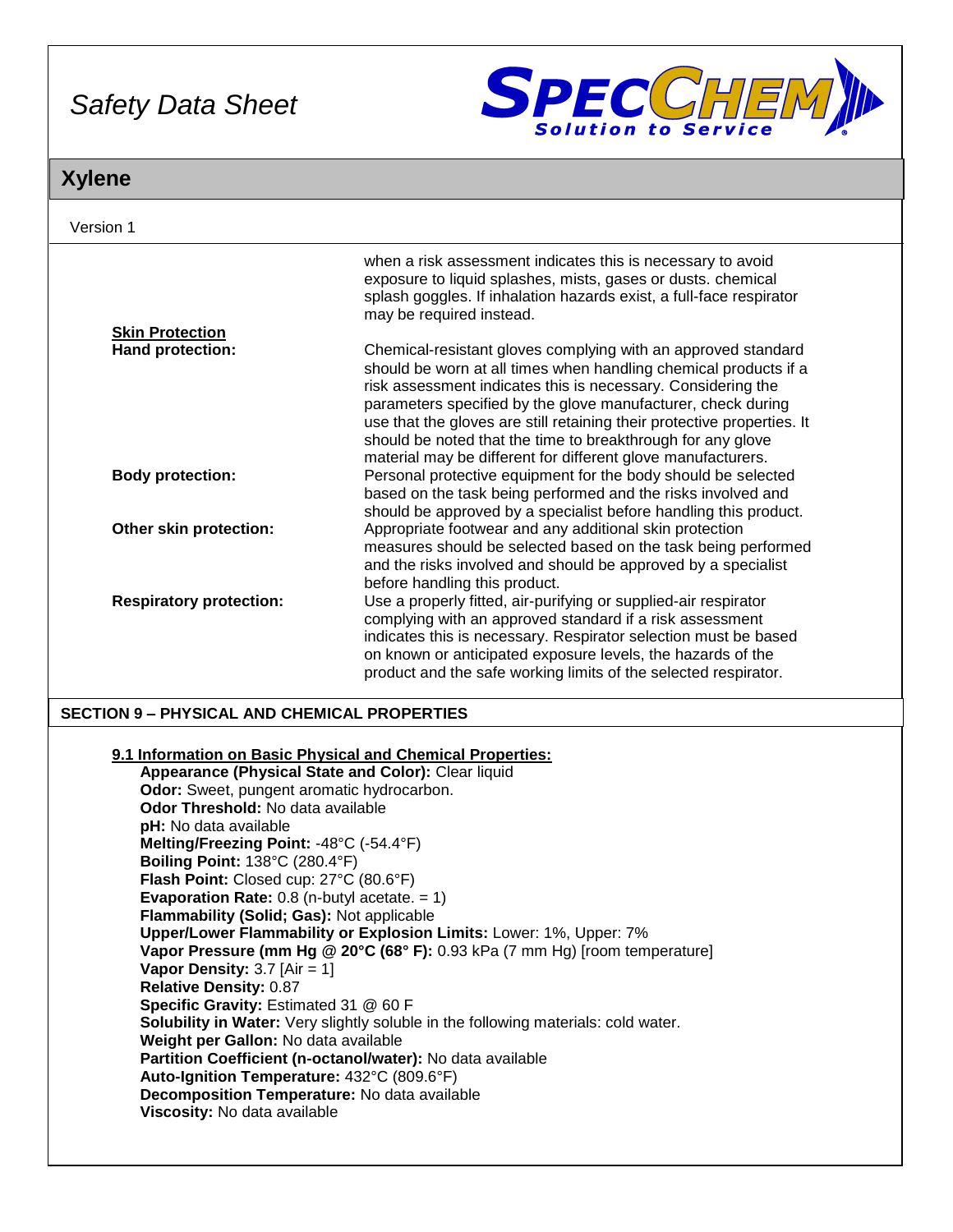when a risk assessment indicates this is necessary to avoid exposure to liquid splashes, mists, gases or dusts. chemical splash goggles. If inhalation hazards exist, a full-face respirator may be required instead.

**Skin Protection**

**Hand protection:** Chemical-resistant gloves complying with an approved standard should be worn at all times when handling chemical products if a risk assessment indicates this is necessary. Considering the parameters specified by the glove manufacturer, check during use that the gloves are still retaining their protective properties. It should be noted that the time to breakthrough for any glove material may be different for different glove manufacturers.

**Body protection:** Personal protective equipment for the body should be selected based on the task being performed and the risks involved and should be approved by a specialist before handling this product.

**Other skin protection:** Appropriate footwear and any additional skin protection measures should be selected based on the task being performed and the risks involved and should be approved by a specialist before handling this product.

**Respiratory protection:** Use a properly fitted, air-purifying or supplied-air respirator complying with an approved standard if a risk assessment indicates this is necessary. Respirator selection must be based on known or anticipated exposure levels, the hazards of the product and the safe working limits of the selected respirator.

## SECTION 9 – PHYSICAL AND CHEMICAL PROPERTIES

### 9.1 Information on Basic Physical and Chemical Properties:

**Appearance (Physical State and Color):** Clear liquid
**Odor:** Sweet, pungent aromatic hydrocarbon.
**Odor Threshold:** No data available
**pH:** No data available
**Melting/Freezing Point:** -48°C (-54.4°F)
**Boiling Point:** 138°C (280.4°F)
**Flash Point:** Closed cup: 27°C (80.6°F)
**Evaporation Rate:** 0.8 (n-butyl acetate. = 1)
**Flammability (Solid; Gas):** Not applicable
**Upper/Lower Flammability or Explosion Limits:** Lower: 1%, Upper: 7%
**Vapor Pressure (mm Hg @ 20°C (68° F):** 0.93 kPa (7 mm Hg) [room temperature]
**Vapor Density:** 3.7 [Air = 1]
**Relative Density:** 0.87
**Specific Gravity:** Estimated 31 @ 60 F
**Solubility in Water:** Very slightly soluble in the following materials: cold water.
**Weight per Gallon:** No data available
**Partition Coefficient (n-octanol/water):** No data available
**Auto-Ignition Temperature:** 432°C (809.6°F)
**Decomposition Temperature:** No data available
**Viscosity:** No data available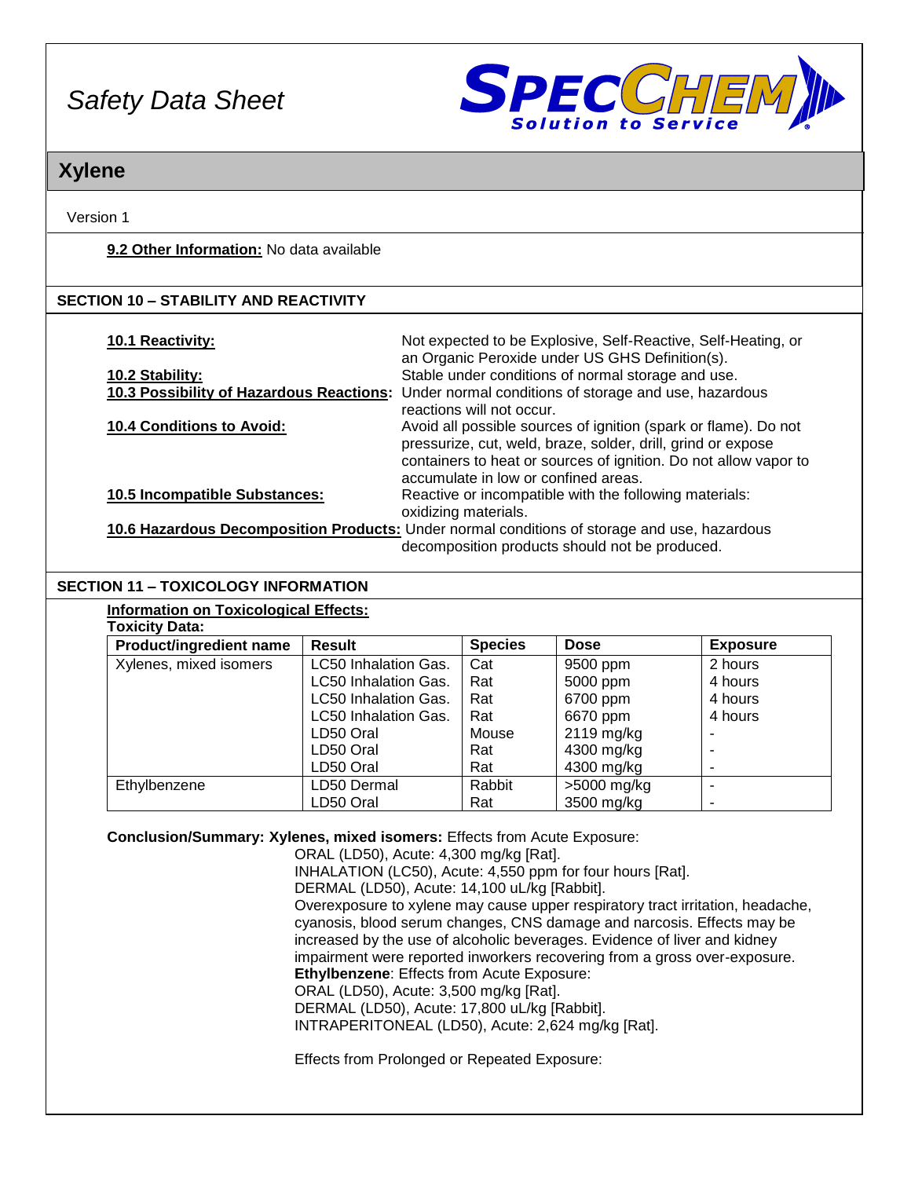**9.2 Other Information:** No data available

## SECTION 10 – STABILITY AND REACTIVITY

**10.1 Reactivity:** Not expected to be Explosive, Self-Reactive, Self-Heating, or an Organic Peroxide under US GHS Definition(s).

**10.2 Stability:** Stable under conditions of normal storage and use.

**10.3 Possibility of Hazardous Reactions:** Under normal conditions of storage and use, hazardous reactions will not occur.

**10.4 Conditions to Avoid:** Avoid all possible sources of ignition (spark or flame). Do not pressurize, cut, weld, braze, solder, drill, grind or expose containers to heat or sources of ignition. Do not allow vapor to accumulate in low or confined areas.

**10.5 Incompatible Substances:** Reactive or incompatible with the following materials: oxidizing materials.

**10.6 Hazardous Decomposition Products:** Under normal conditions of storage and use, hazardous decomposition products should not be produced.

## SECTION 11 – TOXICOLOGY INFORMATION

**Information on Toxicological Effects:**

**Toxicity Data:**

| Product/ingredient name | Result | Species | Dose | Exposure |
|---|---|---|---|---|
| Xylenes, mixed isomers | LC50 Inhalation Gas. | Cat | 9500 ppm | 2 hours |
| | LC50 Inhalation Gas. | Rat | 5000 ppm | 4 hours |
| | LC50 Inhalation Gas. | Rat | 6700 ppm | 4 hours |
| | LC50 Inhalation Gas. | Rat | 6670 ppm | 4 hours |
| | LD50 Oral | Mouse | 2119 mg/kg | - |
| | LD50 Oral | Rat | 4300 mg/kg | - |
| | LD50 Oral | Rat | 4300 mg/kg | - |
| Ethylbenzene | LD50 Dermal | Rabbit | >5000 mg/kg | - |
| | LD50 Oral | Rat | 3500 mg/kg | - |

**Conclusion/Summary: Xylenes, mixed isomers:** Effects from Acute Exposure:

ORAL (LD50), Acute: 4,300 mg/kg [Rat].
INHALATION (LC50), Acute: 4,550 ppm for four hours [Rat].
DERMAL (LD50), Acute: 14,100 uL/kg [Rabbit].
Overexposure to xylene may cause upper respiratory tract irritation, headache, cyanosis, blood serum changes, CNS damage and narcosis. Effects may be increased by the use of alcoholic beverages. Evidence of liver and kidney impairment were reported inworkers recovering from a gross over-exposure.

**Ethylbenzene**: Effects from Acute Exposure:
ORAL (LD50), Acute: 3,500 mg/kg [Rat].
DERMAL (LD50), Acute: 17,800 uL/kg [Rabbit].
INTRAPERITONEAL (LD50), Acute: 2,624 mg/kg [Rat].

Effects from Prolonged or Repeated Exposure: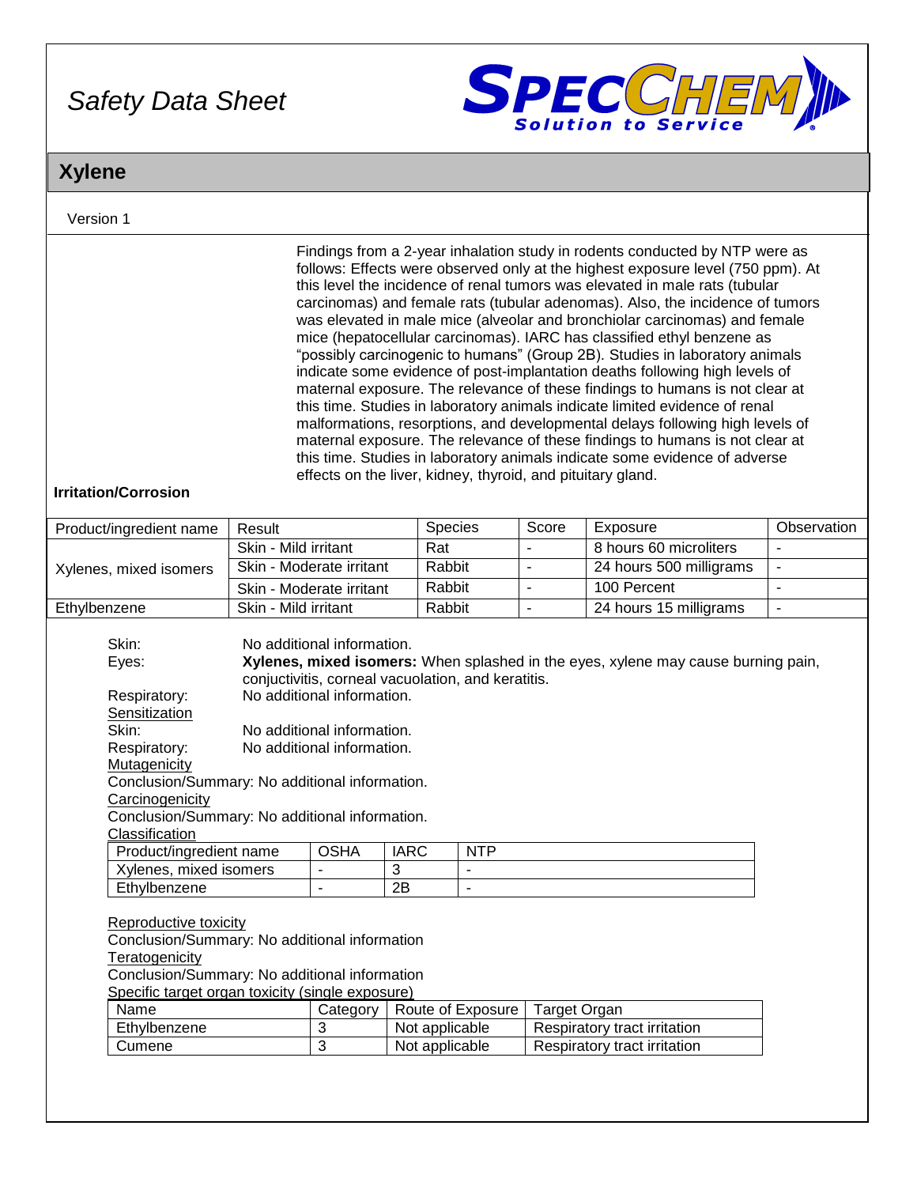Findings from a 2-year inhalation study in rodents conducted by NTP were as follows: Effects were observed only at the highest exposure level (750 ppm). At this level the incidence of renal tumors was elevated in male rats (tubular carcinomas) and female rats (tubular adenomas). Also, the incidence of tumors was elevated in male mice (alveolar and bronchiolar carcinomas) and female mice (hepatocellular carcinomas). IARC has classified ethyl benzene as "possibly carcinogenic to humans" (Group 2B). Studies in laboratory animals indicate some evidence of post-implantation deaths following high levels of maternal exposure. The relevance of these findings to humans is not clear at this time. Studies in laboratory animals indicate limited evidence of renal malformations, resorptions, and developmental delays following high levels of maternal exposure. The relevance of these findings to humans is not clear at this time. Studies in laboratory animals indicate some evidence of adverse effects on the liver, kidney, thyroid, and pituitary gland.

**Irritation/Corrosion**

| Product/ingredient name | Result | Species | Score | Exposure | Observation |
|---|---|---|---|---|---|
| Xylenes, mixed isomers | Skin - Mild irritant | Rat | - | 8 hours 60 microliters | - |
| | Skin - Moderate irritant | Rabbit | - | 24 hours 500 milligrams | - |
| | Skin - Moderate irritant | Rabbit | - | 100 Percent | - |
| Ethylbenzene | Skin - Mild irritant | Rabbit | - | 24 hours 15 milligrams | - |

Skin: No additional information.

Eyes: **Xylenes, mixed isomers:** When splashed in the eyes, xylene may cause burning pain, conjuctivitis, corneal vacuolation, and keratitis.

Respiratory: No additional information.

Sensitization

Skin: No additional information.

Respiratory: No additional information.

Mutagenicity

Conclusion/Summary: No additional information.

Carcinogenicity

Conclusion/Summary: No additional information.

Classification

| Product/ingredient name | OSHA | IARC | NTP |
|---|---|---|---|
| Xylenes, mixed isomers | - | 3 | - |
| Ethylbenzene | - | 2B | - |

Reproductive toxicity

Conclusion/Summary: No additional information

Teratogenicity

Conclusion/Summary: No additional information

Specific target organ toxicity (single exposure)

| Name | Category | Route of Exposure | Target Organ |
|---|---|---|---|
| Ethylbenzene | 3 | Not applicable | Respiratory tract irritation |
| Cumene | 3 | Not applicable | Respiratory tract irritation |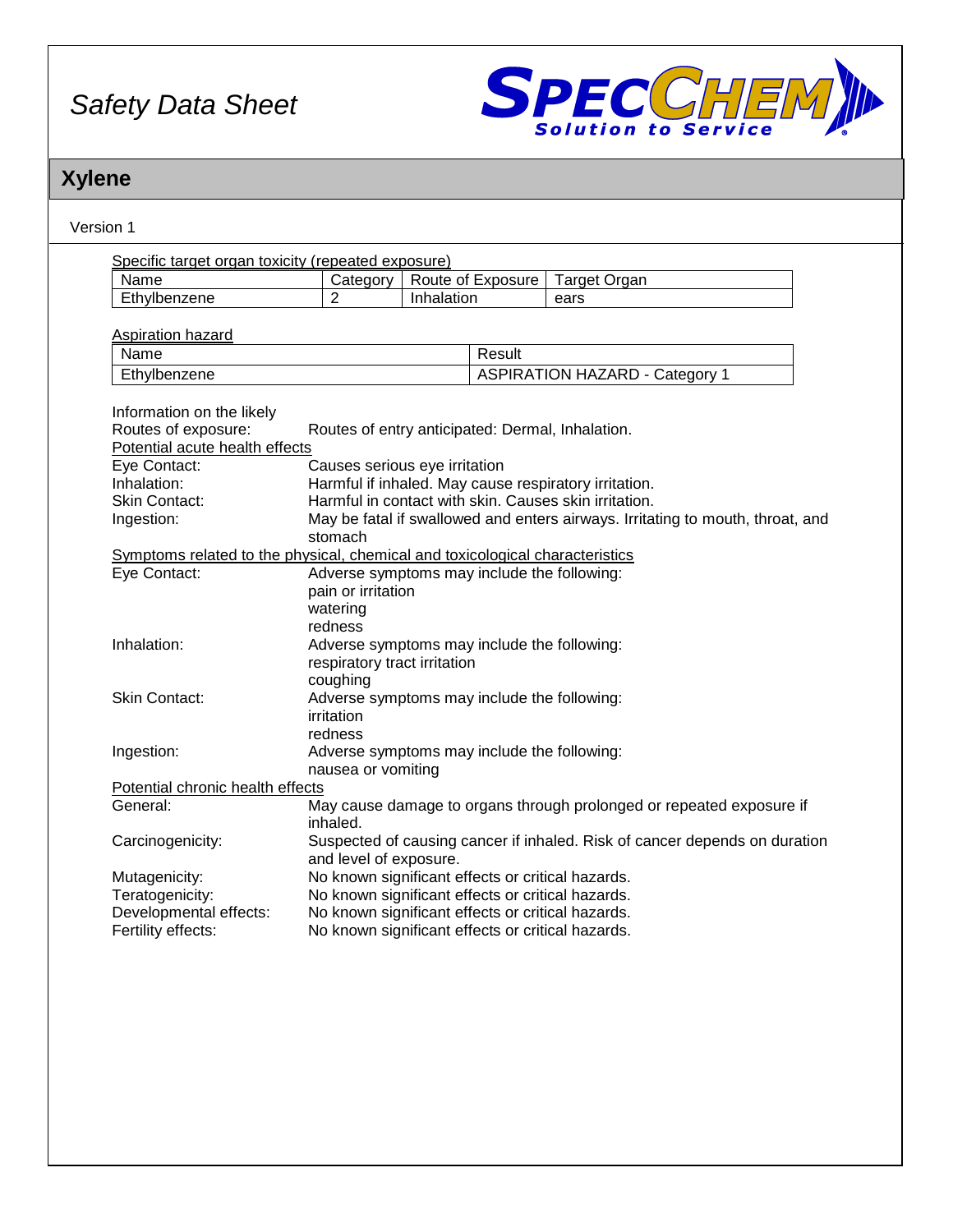Specific target organ toxicity (repeated exposure)

| Name | Category | Route of Exposure | Target Organ |
|---|---|---|---|
| Ethylbenzene | 2 | Inhalation | ears |

Aspiration hazard

| Name | Result |
|---|---|
| Ethylbenzene | ASPIRATION HAZARD - Category 1 |

Information on the likely Routes of exposure: Routes of entry anticipated: Dermal, Inhalation.

Potential acute health effects

Eye Contact: Causes serious eye irritation

Inhalation: Harmful if inhaled. May cause respiratory irritation.

Skin Contact: Harmful in contact with skin. Causes skin irritation.

Ingestion: May be fatal if swallowed and enters airways. Irritating to mouth, throat, and stomach

Symptoms related to the physical, chemical and toxicological characteristics

Eye Contact: Adverse symptoms may include the following:
pain or irritation
watering
redness

Inhalation: Adverse symptoms may include the following:
respiratory tract irritation
coughing

Skin Contact: Adverse symptoms may include the following:
irritation
redness

Ingestion: Adverse symptoms may include the following:
nausea or vomiting

Potential chronic health effects

General: May cause damage to organs through prolonged or repeated exposure if inhaled.

Carcinogenicity: Suspected of causing cancer if inhaled. Risk of cancer depends on duration and level of exposure.

Mutagenicity: No known significant effects or critical hazards.

Teratogenicity: No known significant effects or critical hazards.

Developmental effects: No known significant effects or critical hazards.

Fertility effects: No known significant effects or critical hazards.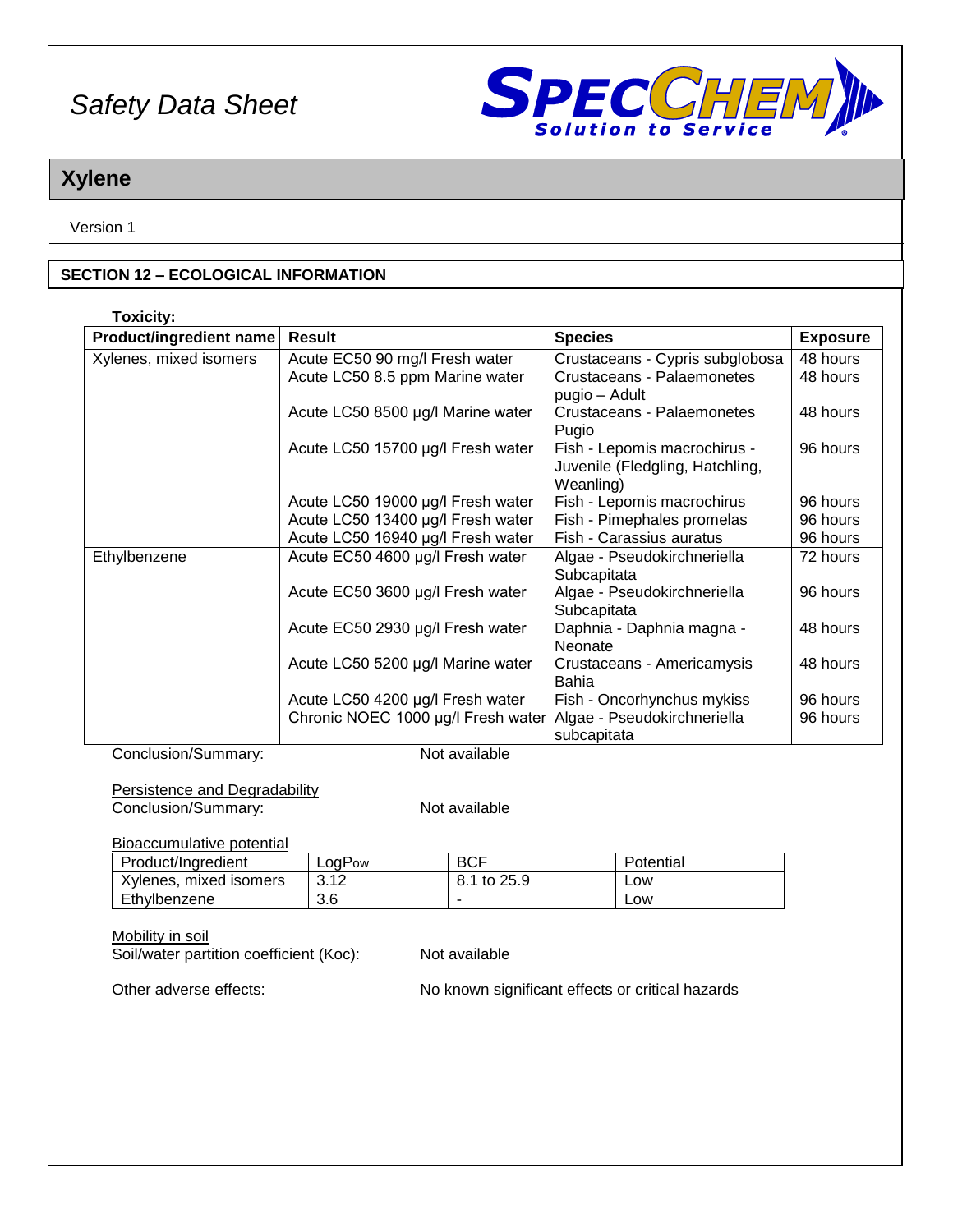# Xylene

Version 1

## SECTION 12 – ECOLOGICAL INFORMATION

**Toxicity:**

| Product/ingredient name | Result | Species | Exposure |
|---|---|---|---|
| Xylenes, mixed isomers | Acute EC50 90 mg/l Fresh water | Crustaceans - Cypris subglobosa | 48 hours |
| | Acute LC50 8.5 ppm Marine water | Crustaceans - Palaemonetes pugio – Adult | 48 hours |
| | Acute LC50 8500 µg/l Marine water | Crustaceans - Palaemonetes Pugio | 48 hours |
| | Acute LC50 15700 µg/l Fresh water | Fish - Lepomis macrochirus - Juvenile (Fledgling, Hatchling, Weanling) | 96 hours |
| | Acute LC50 19000 µg/l Fresh water | Fish - Lepomis macrochirus | 96 hours |
| | Acute LC50 13400 µg/l Fresh water | Fish - Pimephales promelas | 96 hours |
| | Acute LC50 16940 µg/l Fresh water | Fish - Carassius auratus | 96 hours |
| Ethylbenzene | Acute EC50 4600 µg/l Fresh water | Algae - Pseudokirchneriella Subcapitata | 72 hours |
| | Acute EC50 3600 µg/l Fresh water | Algae - Pseudokirchneriella Subcapitata | 96 hours |
| | Acute EC50 2930 µg/l Fresh water | Daphnia - Daphnia magna - Neonate | 48 hours |
| | Acute LC50 5200 µg/l Marine water | Crustaceans - Americamysis Bahia | 48 hours |
| | Acute LC50 4200 µg/l Fresh water | Fish - Oncorhynchus mykiss | 96 hours |
| | Chronic NOEC 1000 µg/l Fresh water | Algae - Pseudokirchneriella subcapitata | 96 hours |

Conclusion/Summary: Not available

Persistence and Degradability

Conclusion/Summary: Not available

Bioaccumulative potential

| Product/Ingredient | LogPow | BCF | Potential |
|---|---|---|---|
| Xylenes, mixed isomers | 3.12 | 8.1 to 25.9 | Low |
| Ethylbenzene | 3.6 | - | Low |

Mobility in soil

Soil/water partition coefficient (Koc): Not available

Other adverse effects: No known significant effects or critical hazards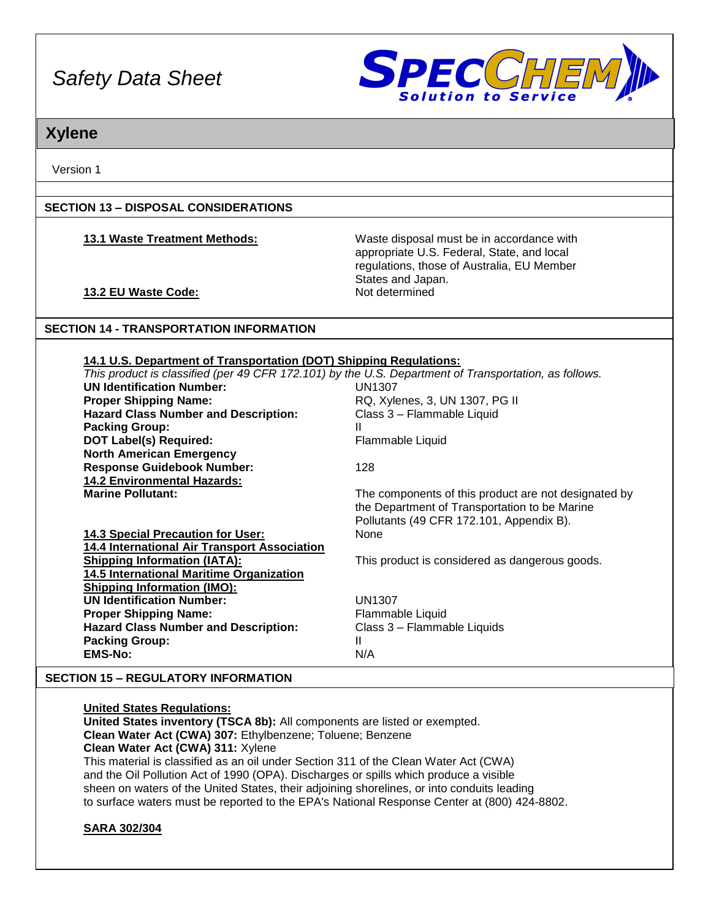# Safety Data Sheet

## Xylene

Version 1

### SECTION 13 – DISPOSAL CONSIDERATIONS

| | |
|---|---|
| **13.1 Waste Treatment Methods:** | Waste disposal must be in accordance with appropriate U.S. Federal, State, and local regulations, those of Australia, EU Member States and Japan. |
| **13.2 EU Waste Code:** | Not determined |

### SECTION 14 - TRANSPORTATION INFORMATION

**14.1 U.S. Department of Transportation (DOT) Shipping Regulations:**

*This product is classified (per 49 CFR 172.101) by the U.S. Department of Transportation, as follows.*

| | |
|---|---|
| **UN Identification Number:** | UN1307 |
| **Proper Shipping Name:** | RQ, Xylenes, 3, UN 1307, PG II |
| **Hazard Class Number and Description:** | Class 3 – Flammable Liquid |
| **Packing Group:** | II |
| **DOT Label(s) Required:** | Flammable Liquid |
| **North American Emergency Response Guidebook Number:** | 128 |
| **14.2 Environmental Hazards:** | |
| **Marine Pollutant:** | The components of this product are not designated by the Department of Transportation to be Marine Pollutants (49 CFR 172.101, Appendix B). |
| **14.3 Special Precaution for User:** | None |
| **14.4 International Air Transport Association Shipping Information (IATA):** | This product is considered as dangerous goods. |
| **14.5 International Maritime Organization Shipping Information (IMO):** | |
| **UN Identification Number:** | UN1307 |
| **Proper Shipping Name:** | Flammable Liquid |
| **Hazard Class Number and Description:** | Class 3 – Flammable Liquids |
| **Packing Group:** | II |
| **EMS-No:** | N/A |

### SECTION 15 – REGULATORY INFORMATION

**United States Regulations:**

**United States inventory (TSCA 8b):** All components are listed or exempted.
**Clean Water Act (CWA) 307:** Ethylbenzene; Toluene; Benzene
**Clean Water Act (CWA) 311:** Xylene
This material is classified as an oil under Section 311 of the Clean Water Act (CWA) and the Oil Pollution Act of 1990 (OPA). Discharges or spills which produce a visible sheen on waters of the United States, their adjoining shorelines, or into conduits leading to surface waters must be reported to the EPA's National Response Center at (800) 424-8802.

**SARA 302/304**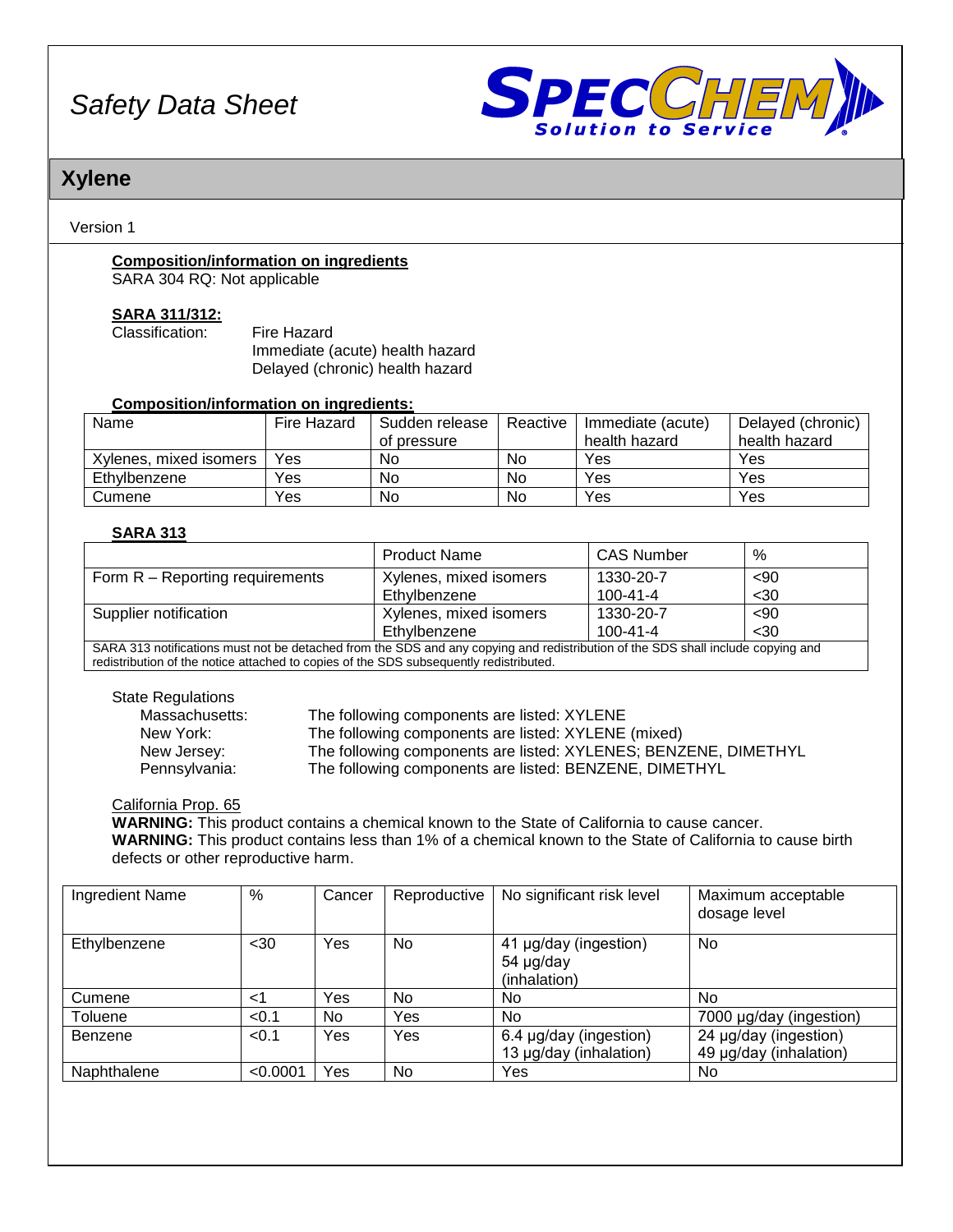Composition/information on ingredients

SARA 304 RQ: Not applicable

**SARA 311/312:**

Classification: Fire Hazard
Immediate (acute) health hazard
Delayed (chronic) health hazard

**Composition/information on ingredients:**

| Name | Fire Hazard | Sudden release of pressure | Reactive | Immediate (acute) health hazard | Delayed (chronic) health hazard |
|---|---|---|---|---|---|
| Xylenes, mixed isomers | Yes | No | No | Yes | Yes |
| Ethylbenzene | Yes | No | No | Yes | Yes |
| Cumene | Yes | No | No | Yes | Yes |

**SARA 313**

| | Product Name | CAS Number | % |
|---|---|---|---|
| Form R – Reporting requirements | Xylenes, mixed isomers<br>Ethylbenzene | 1330-20-7<br>100-41-4 | <90<br><30 |
| Supplier notification | Xylenes, mixed isomers<br>Ethylbenzene | 1330-20-7<br>100-41-4 | <90<br><30 |
| SARA 313 notifications must not be detached from the SDS and any copying and redistribution of the SDS shall include copying and redistribution of the notice attached to copies of the SDS subsequently redistributed. | | | |

State Regulations

- Massachusetts: The following components are listed: XYLENE
- New York: The following components are listed: XYLENE (mixed)
- New Jersey: The following components are listed: XYLENES; BENZENE, DIMETHYL
- Pennsylvania: The following components are listed: BENZENE, DIMETHYL

California Prop. 65

**WARNING:** This product contains a chemical known to the State of California to cause cancer.
**WARNING:** This product contains less than 1% of a chemical known to the State of California to cause birth defects or other reproductive harm.

| Ingredient Name | % | Cancer | Reproductive | No significant risk level | Maximum acceptable dosage level |
|---|---|---|---|---|---|
| Ethylbenzene | <30 | Yes | No | 41 µg/day (ingestion)<br>54 µg/day (inhalation) | No |
| Cumene | <1 | Yes | No | No | No |
| Toluene | <0.1 | No | Yes | No | 7000 µg/day (ingestion) |
| Benzene | <0.1 | Yes | Yes | 6.4 µg/day (ingestion)<br>13 µg/day (inhalation) | 24 µg/day (ingestion)<br>49 µg/day (inhalation) |
| Naphthalene | <0.0001 | Yes | No | Yes | No |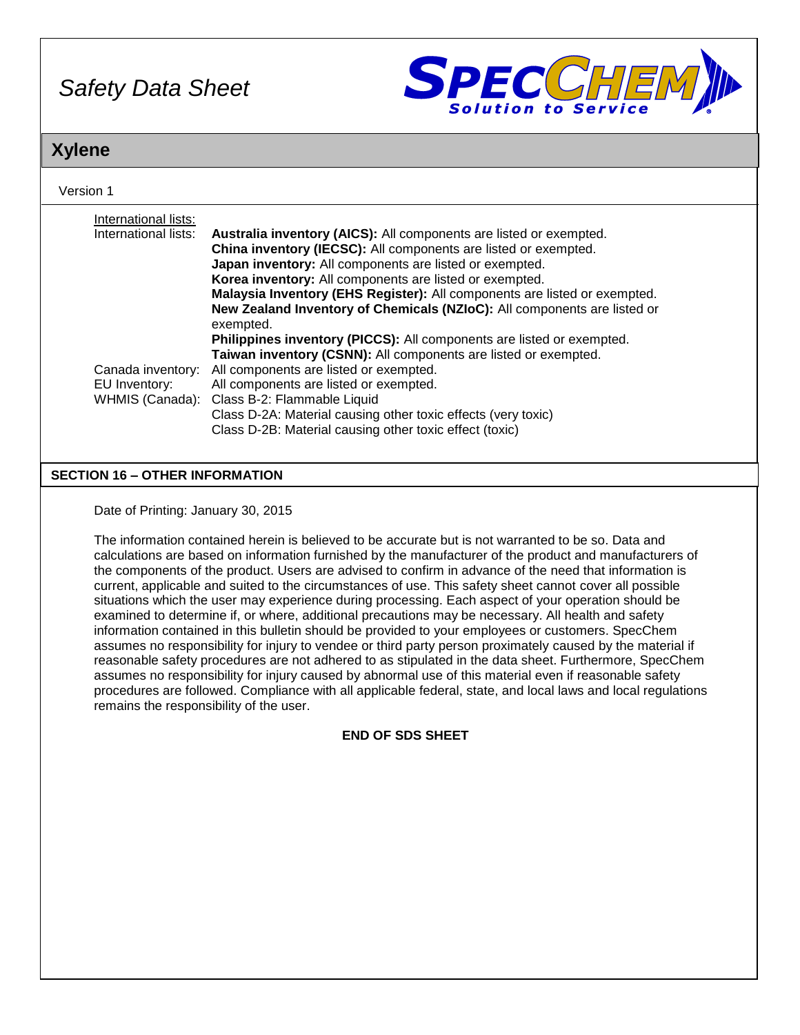# Safety Data Sheet

## Xylene

Version 1

International lists:

| | |
|---|---|
| International lists: | **Australia inventory (AICS):** All components are listed or exempted.<br>**China inventory (IECSC):** All components are listed or exempted.<br>**Japan inventory:** All components are listed or exempted.<br>**Korea inventory:** All components are listed or exempted.<br>**Malaysia Inventory (EHS Register):** All components are listed or exempted.<br>**New Zealand Inventory of Chemicals (NZIoC):** All components are listed or exempted.<br>**Philippines inventory (PICCS):** All components are listed or exempted.<br>**Taiwan inventory (CSNN):** All components are listed or exempted. |
| Canada inventory: | All components are listed or exempted. |
| EU Inventory: | All components are listed or exempted. |
| WHMIS (Canada): | Class B-2: Flammable Liquid<br>Class D-2A: Material causing other toxic effects (very toxic)<br>Class D-2B: Material causing other toxic effect (toxic) |

### SECTION 16 – OTHER INFORMATION

Date of Printing: January 30, 2015

The information contained herein is believed to be accurate but is not warranted to be so. Data and calculations are based on information furnished by the manufacturer of the product and manufacturers of the components of the product. Users are advised to confirm in advance of the need that information is current, applicable and suited to the circumstances of use. This safety sheet cannot cover all possible situations which the user may experience during processing. Each aspect of your operation should be examined to determine if, or where, additional precautions may be necessary. All health and safety information contained in this bulletin should be provided to your employees or customers. SpecChem assumes no responsibility for injury to vendee or third party person proximately caused by the material if reasonable safety procedures are not adhered to as stipulated in the data sheet. Furthermore, SpecChem assumes no responsibility for injury caused by abnormal use of this material even if reasonable safety procedures are followed. Compliance with all applicable federal, state, and local laws and local regulations remains the responsibility of the user.

**END OF SDS SHEET**